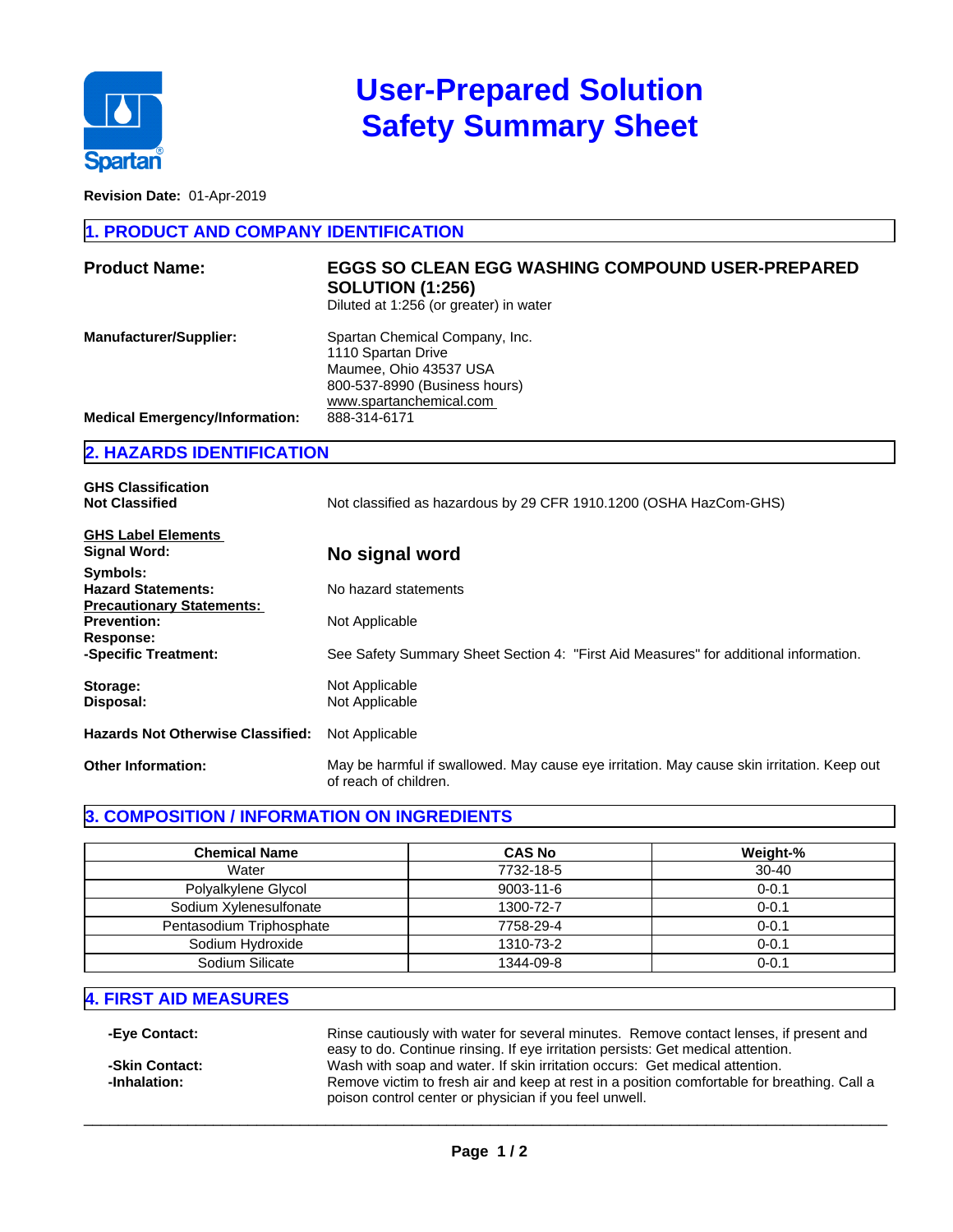Spartan®

# User-Prepared Solution Safety Summary Sheet

**Revision Date:** 01-Apr-2019

## 1. PRODUCT AND COMPANY IDENTIFICATION

**Product Name:** **EGGS SO CLEAN EGG WASHING COMPOUND USER-PREPARED SOLUTION (1:256)**
Diluted at 1:256 (or greater) in water

**Manufacturer/Supplier:**
Spartan Chemical Company, Inc.
1110 Spartan Drive
Maumee, Ohio 43537 USA
800-537-8990 (Business hours)
www.spartanchemical.com

**Medical Emergency/Information:** 888-314-6171

## 2. HAZARDS IDENTIFICATION

**GHS Classification**
**Not Classified** — Not classified as hazardous by 29 CFR 1910.1200 (OSHA HazCom-GHS)

**GHS Label Elements**

**Signal Word:** **No signal word**

**Symbols:**

**Hazard Statements:** No hazard statements

**Precautionary Statements:**

**Prevention:** Not Applicable

**Response:**

**-Specific Treatment:** See Safety Summary Sheet Section 4: "First Aid Measures" for additional information.

**Storage:** Not Applicable

**Disposal:** Not Applicable

**Hazards Not Otherwise Classified:** Not Applicable

**Other Information:** May be harmful if swallowed. May cause eye irritation. May cause skin irritation. Keep out of reach of children.

## 3. COMPOSITION / INFORMATION ON INGREDIENTS

| Chemical Name | CAS No | Weight-% |
|---|---|---|
| Water | 7732-18-5 | 30-40 |
| Polyalkylene Glycol | 9003-11-6 | 0-0.1 |
| Sodium Xylenesulfonate | 1300-72-7 | 0-0.1 |
| Pentasodium Triphosphate | 7758-29-4 | 0-0.1 |
| Sodium Hydroxide | 1310-73-2 | 0-0.1 |
| Sodium Silicate | 1344-09-8 | 0-0.1 |

## 4. FIRST AID MEASURES

**-Eye Contact:** Rinse cautiously with water for several minutes. Remove contact lenses, if present and easy to do. Continue rinsing. If eye irritation persists: Get medical attention.

**-Skin Contact:** Wash with soap and water. If skin irritation occurs: Get medical attention.

**-Inhalation:** Remove victim to fresh air and keep at rest in a position comfortable for breathing. Call a poison control center or physician if you feel unwell.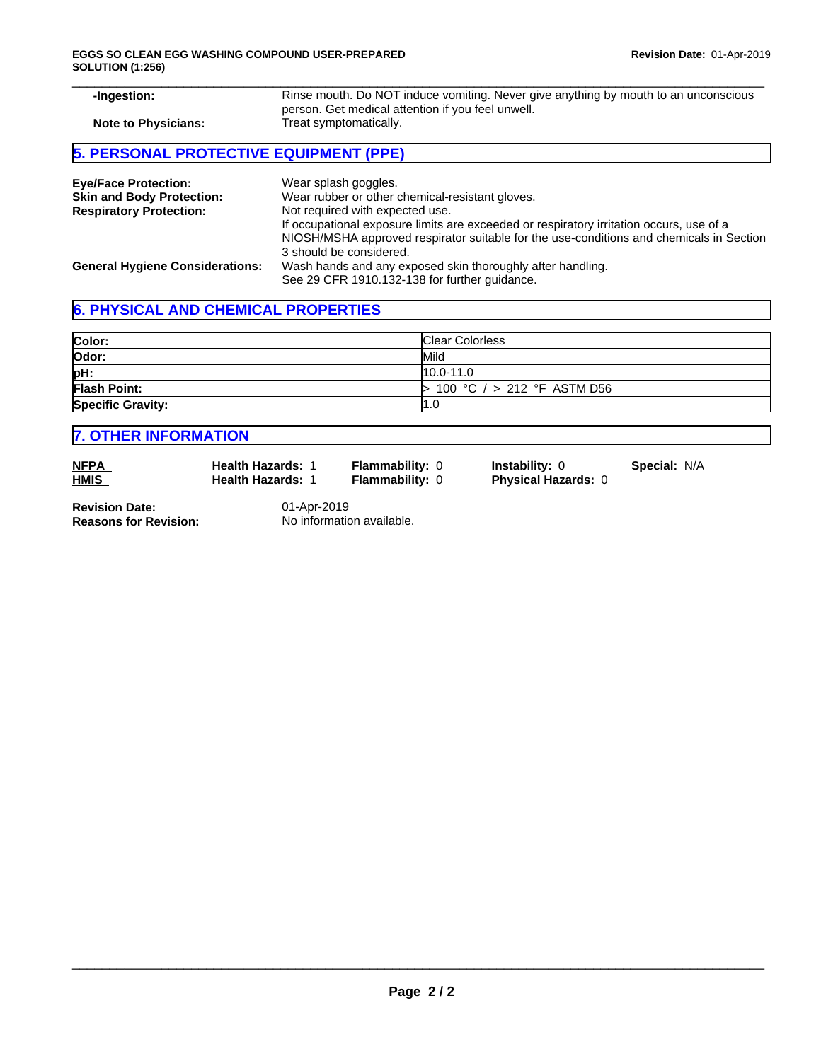| | |
|---|---|
| **-Ingestion:** | Rinse mouth. Do NOT induce vomiting. Never give anything by mouth to an unconscious person. Get medical attention if you feel unwell. |
| **Note to Physicians:** | Treat symptomatically. |

## 5. PERSONAL PROTECTIVE EQUIPMENT (PPE)

| | |
|---|---|
| **Eye/Face Protection:** | Wear splash goggles. |
| **Skin and Body Protection:** | Wear rubber or other chemical-resistant gloves. |
| **Respiratory Protection:** | Not required with expected use. If occupational exposure limits are exceeded or respiratory irritation occurs, use of a NIOSH/MSHA approved respirator suitable for the use-conditions and chemicals in Section 3 should be considered. |
| **General Hygiene Considerations:** | Wash hands and any exposed skin thoroughly after handling. See 29 CFR 1910.132-138 for further guidance. |

## 6. PHYSICAL AND CHEMICAL PROPERTIES

| | |
|---|---|
| **Color:** | Clear Colorless |
| **Odor:** | Mild |
| **pH:** | 10.0-11.0 |
| **Flash Point:** | > 100 °C / > 212 °F ASTM D56 |
| **Specific Gravity:** | 1.0 |

## 7. OTHER INFORMATION

| | | | | |
|---|---|---|---|---|
| **NFPA** | **Health Hazards:** 1 | **Flammability:** 0 | **Instability:** 0 | **Special:** N/A |
| **HMIS** | **Health Hazards:** 1 | **Flammability:** 0 | **Physical Hazards:** 0 | |

| | |
|---|---|
| **Revision Date:** | 01-Apr-2019 |
| **Reasons for Revision:** | No information available. |